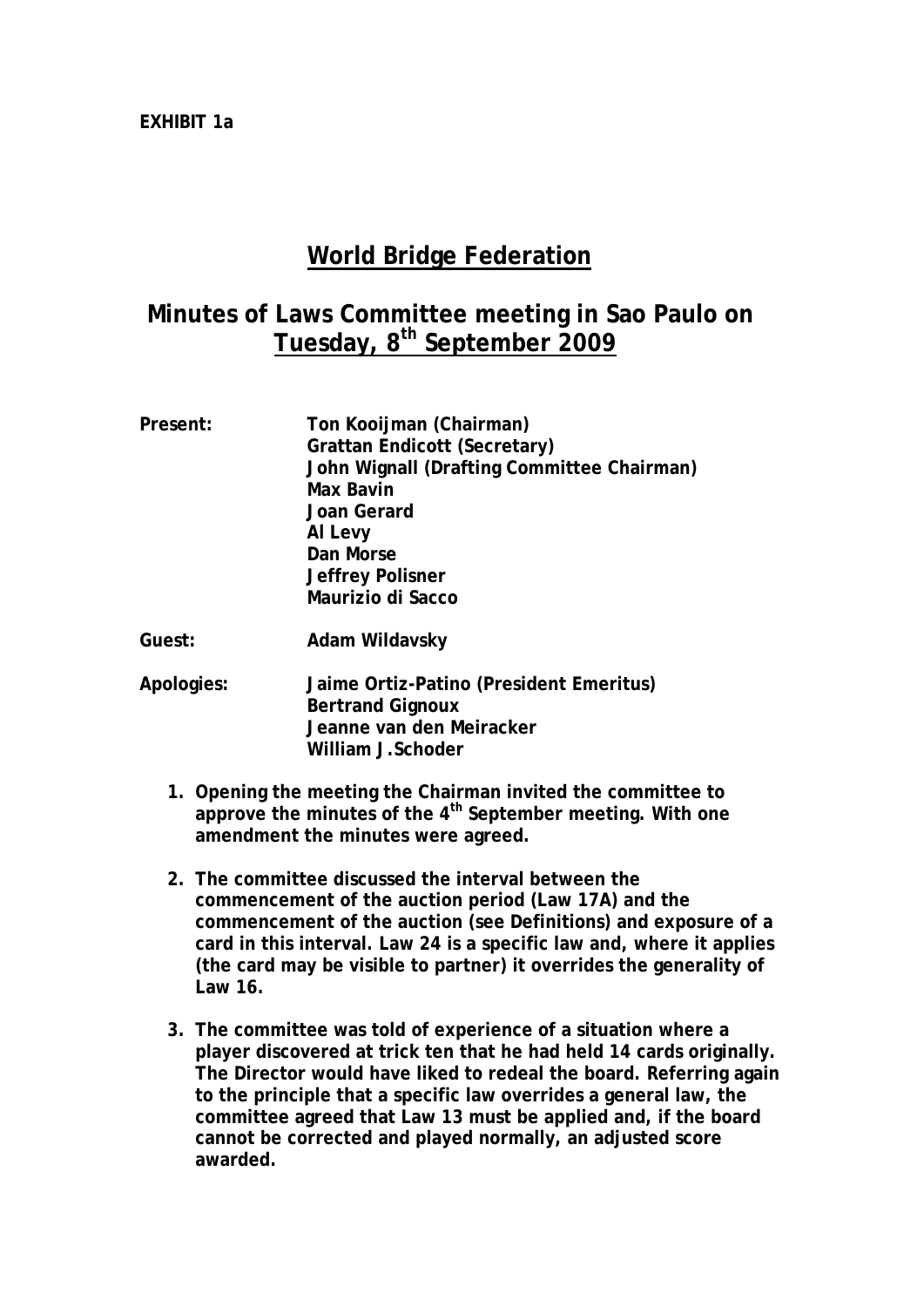**EXHIBIT 1a**

# World Bridge Federation

## Minutes of Laws Committee meeting in Sao Paulo on Tuesday, 8th September 2009

**Present:** Ton Kooijman (Chairman)
Grattan Endicott (Secretary)
John Wignall (Drafting Committee Chairman)
Max Bavin
Joan Gerard
Al Levy
Dan Morse
Jeffrey Polisner
Maurizio di Sacco

**Guest:** Adam Wildavsky

**Apologies:** Jaime Ortiz-Patino (President Emeritus)
Bertrand Gignoux
Jeanne van den Meiracker
William J.Schoder

1. Opening the meeting the Chairman invited the committee to approve the minutes of the 4th September meeting. With one amendment the minutes were agreed.

2. The committee discussed the interval between the commencement of the auction period (Law 17A) and the commencement of the auction (see Definitions) and exposure of a card in this interval. Law 24 is a specific law and, where it applies (the card may be visible to partner) it overrides the generality of Law 16.

3. The committee was told of experience of a situation where a player discovered at trick ten that he had held 14 cards originally. The Director would have liked to redeal the board. Referring again to the principle that a specific law overrides a general law, the committee agreed that Law 13 must be applied and, if the board cannot be corrected and played normally, an adjusted score awarded.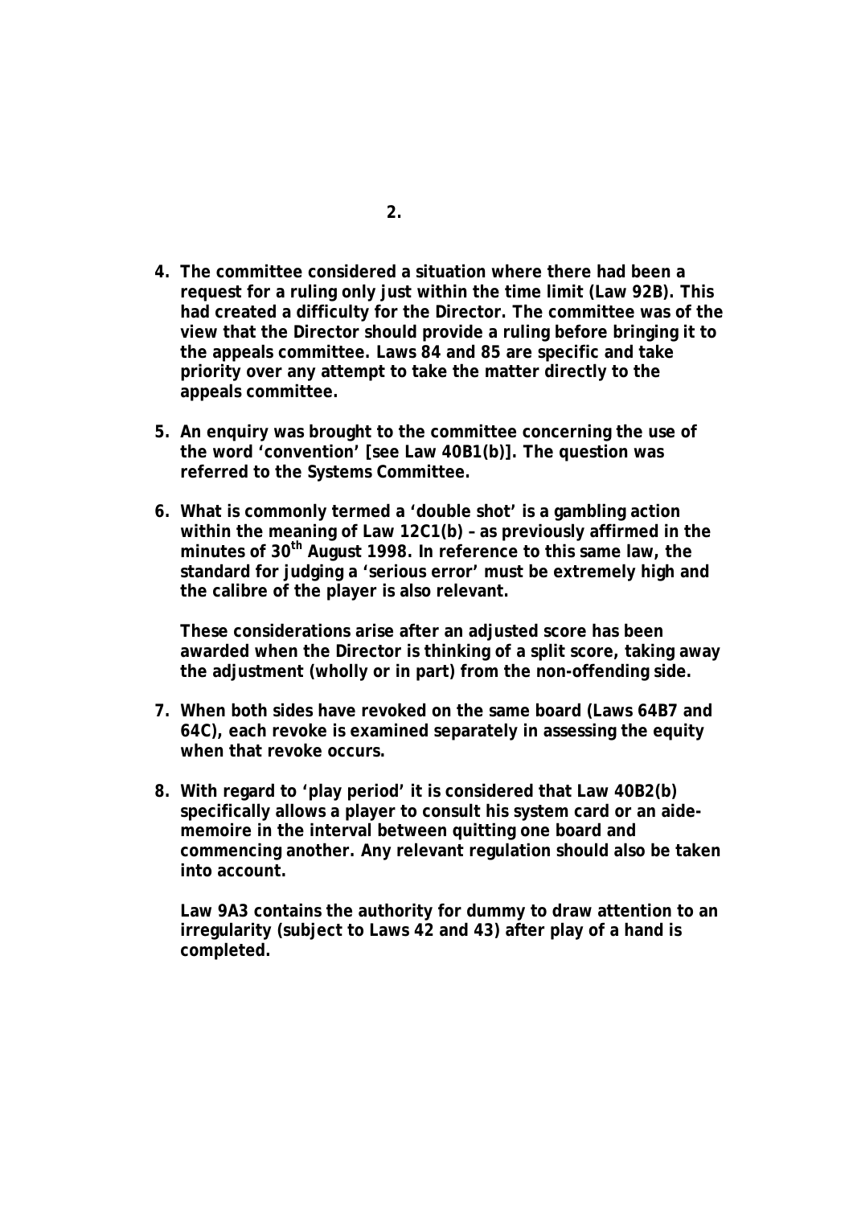**4. The committee considered a situation where there had been a request for a ruling only just within the time limit (Law 92B). This had created a difficulty for the Director. The committee was of the view that the Director should provide a ruling before bringing it to the appeals committee. Laws 84 and 85 are specific and take priority over any attempt to take the matter directly to the appeals committee.**

**5. An enquiry was brought to the committee concerning the use of the word 'convention' [see Law 40B1(b)]. The question was referred to the Systems Committee.**

**6. What is commonly termed a 'double shot' is a gambling action within the meaning of Law 12C1(b) – as previously affirmed in the minutes of 30th August 1998. In reference to this same law, the standard for judging a 'serious error' must be extremely high and the calibre of the player is also relevant.**

**These considerations arise after an adjusted score has been awarded when the Director is thinking of a split score, taking away the adjustment (wholly or in part) from the non-offending side.**

**7. When both sides have revoked on the same board (Laws 64B7 and 64C), each revoke is examined separately in assessing the equity when that revoke occurs.**

**8. With regard to 'play period' it is considered that Law 40B2(b) specifically allows a player to consult his system card or an aide-memoire in the interval between quitting one board and commencing another. Any relevant regulation should also be taken into account.**

**Law 9A3 contains the authority for dummy to draw attention to an irregularity (subject to Laws 42 and 43) after play of a hand is completed.**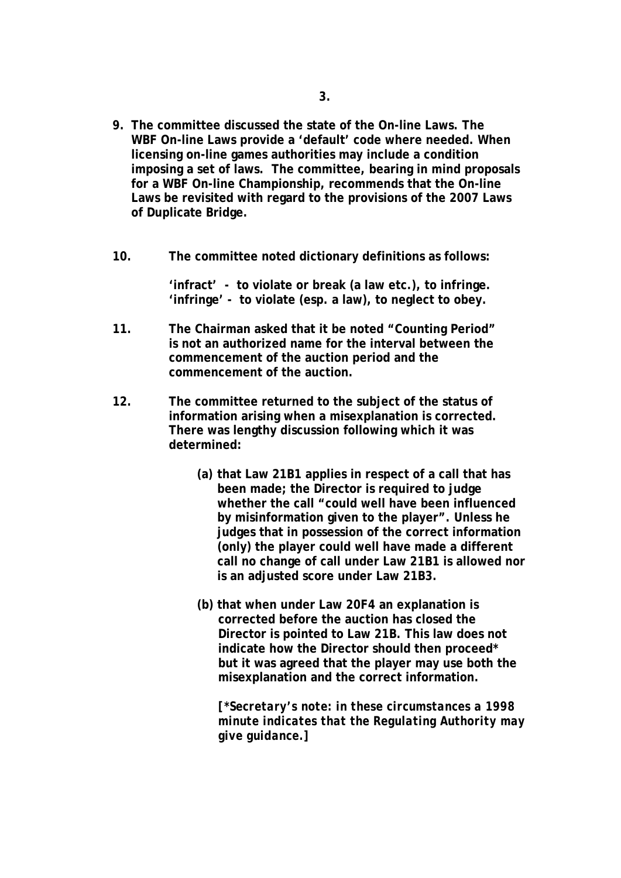**9. The committee discussed the state of the On-line Laws. The WBF On-line Laws provide a 'default' code where needed. When licensing on-line games authorities may include a condition imposing a set of laws. The committee, bearing in mind proposals for a WBF On-line Championship, recommends that the On-line Laws be revisited with regard to the provisions of the 2007 Laws of Duplicate Bridge.**

**10. The committee noted dictionary definitions as follows:**

> **'infract' - to violate or break (a law etc.), to infringe.**
> **'infringe' - to violate (esp. a law), to neglect to obey.**

**11. The Chairman asked that it be noted "Counting Period" is not an authorized name for the interval between the commencement of the auction period and the commencement of the auction.**

**12. The committee returned to the subject of the status of information arising when a misexplanation is corrected. There was lengthy discussion following which it was determined:**

> **(a) that Law 21B1 applies in respect of a call that has been made; the Director is required to judge whether the call "could well have been influenced by misinformation given to the player". Unless he judges that in possession of the correct information (only) the player could well have made a different call no change of call under Law 21B1 is allowed nor is an adjusted score under Law 21B3.**
>
> **(b) that when under Law 20F4 an explanation is corrected before the auction has closed the Director is pointed to Law 21B. This law does not indicate how the Director should then proceed* but it was agreed that the player may use both the misexplanation and the correct information.**
>
> ***[*Secretary's note: in these circumstances a 1998 minute indicates that the Regulating Authority may give guidance.]***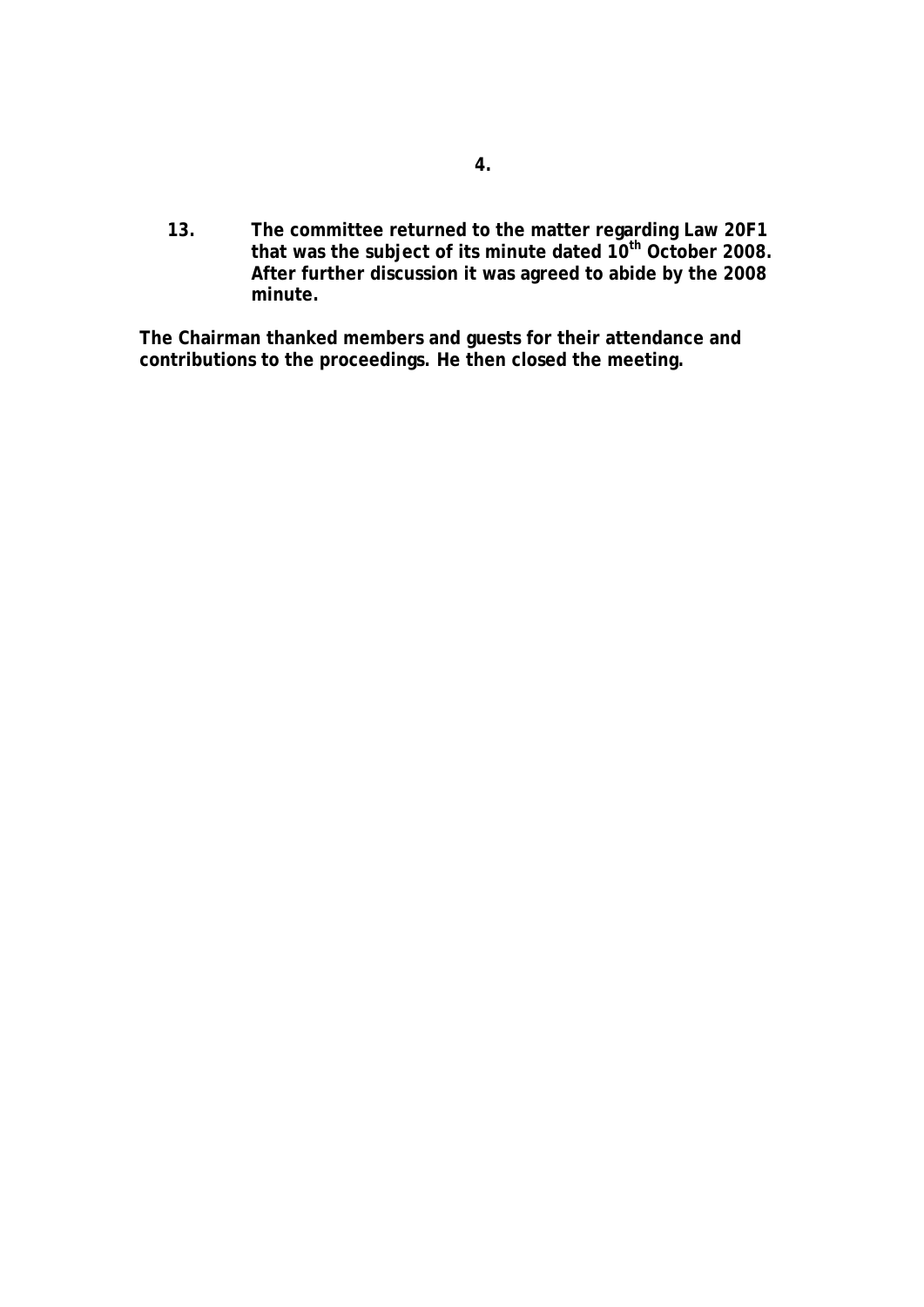**13.** **The committee returned to the matter regarding Law 20F1 that was the subject of its minute dated 10th October 2008. After further discussion it was agreed to abide by the 2008 minute.**

**The Chairman thanked members and guests for their attendance and contributions to the proceedings. He then closed the meeting.**